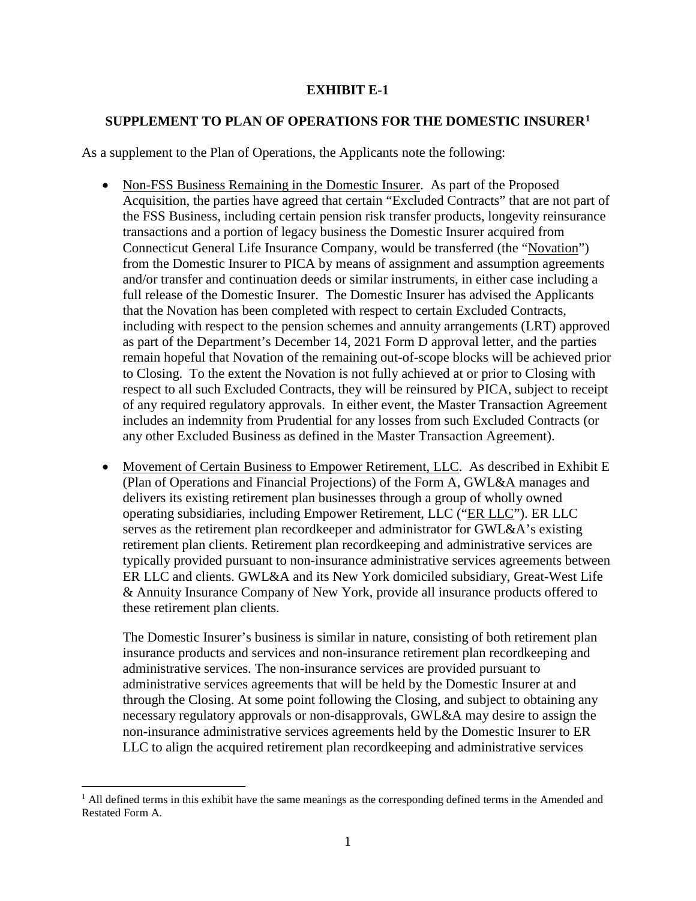**EXHIBIT E-1**

**SUPPLEMENT TO PLAN OF OPERATIONS FOR THE DOMESTIC INSURER[1]**

As a supplement to the Plan of Operations, the Applicants note the following:

- Non-FSS Business Remaining in the Domestic Insurer. As part of the Proposed Acquisition, the parties have agreed that certain "Excluded Contracts" that are not part of the FSS Business, including certain pension risk transfer products, longevity reinsurance transactions and a portion of legacy business the Domestic Insurer acquired from Connecticut General Life Insurance Company, would be transferred (the "Novation") from the Domestic Insurer to PICA by means of assignment and assumption agreements and/or transfer and continuation deeds or similar instruments, in either case including a full release of the Domestic Insurer. The Domestic Insurer has advised the Applicants that the Novation has been completed with respect to certain Excluded Contracts, including with respect to the pension schemes and annuity arrangements (LRT) approved as part of the Department's December 14, 2021 Form D approval letter, and the parties remain hopeful that Novation of the remaining out-of-scope blocks will be achieved prior to Closing. To the extent the Novation is not fully achieved at or prior to Closing with respect to all such Excluded Contracts, they will be reinsured by PICA, subject to receipt of any required regulatory approvals. In either event, the Master Transaction Agreement includes an indemnity from Prudential for any losses from such Excluded Contracts (or any other Excluded Business as defined in the Master Transaction Agreement).

- Movement of Certain Business to Empower Retirement, LLC. As described in Exhibit E (Plan of Operations and Financial Projections) of the Form A, GWL&A manages and delivers its existing retirement plan businesses through a group of wholly owned operating subsidiaries, including Empower Retirement, LLC ("ER LLC"). ER LLC serves as the retirement plan recordkeeper and administrator for GWL&A's existing retirement plan clients. Retirement plan recordkeeping and administrative services are typically provided pursuant to non-insurance administrative services agreements between ER LLC and clients. GWL&A and its New York domiciled subsidiary, Great-West Life & Annuity Insurance Company of New York, provide all insurance products offered to these retirement plan clients.

  The Domestic Insurer's business is similar in nature, consisting of both retirement plan insurance products and services and non-insurance retirement plan recordkeeping and administrative services. The non-insurance services are provided pursuant to administrative services agreements that will be held by the Domestic Insurer at and through the Closing. At some point following the Closing, and subject to obtaining any necessary regulatory approvals or non-disapprovals, GWL&A may desire to assign the non-insurance administrative services agreements held by the Domestic Insurer to ER LLC to align the acquired retirement plan recordkeeping and administrative services

[1] All defined terms in this exhibit have the same meanings as the corresponding defined terms in the Amended and Restated Form A.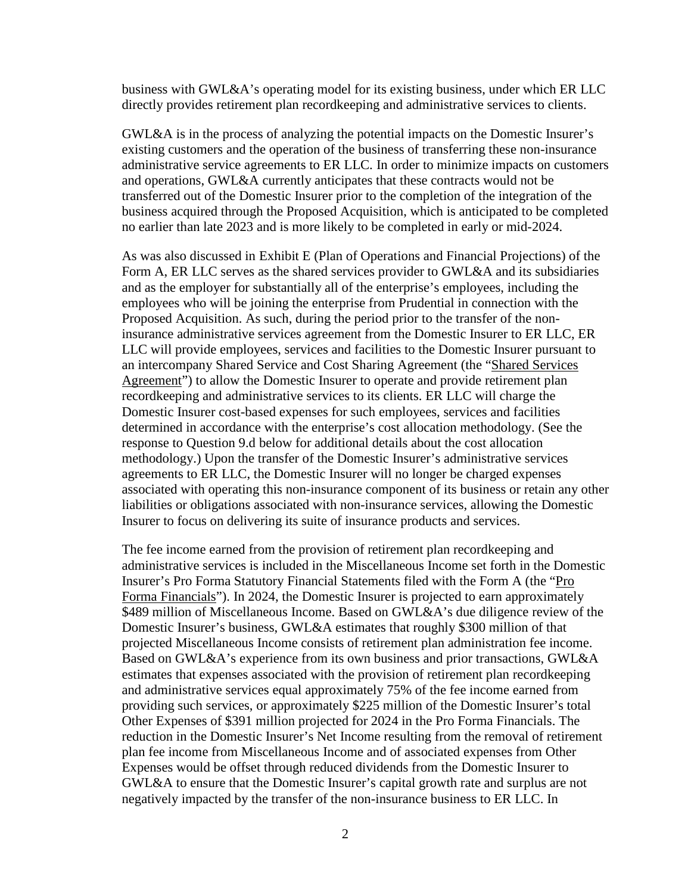business with GWL&A's operating model for its existing business, under which ER LLC directly provides retirement plan recordkeeping and administrative services to clients.

GWL&A is in the process of analyzing the potential impacts on the Domestic Insurer's existing customers and the operation of the business of transferring these non-insurance administrative service agreements to ER LLC. In order to minimize impacts on customers and operations, GWL&A currently anticipates that these contracts would not be transferred out of the Domestic Insurer prior to the completion of the integration of the business acquired through the Proposed Acquisition, which is anticipated to be completed no earlier than late 2023 and is more likely to be completed in early or mid-2024.

As was also discussed in Exhibit E (Plan of Operations and Financial Projections) of the Form A, ER LLC serves as the shared services provider to GWL&A and its subsidiaries and as the employer for substantially all of the enterprise's employees, including the employees who will be joining the enterprise from Prudential in connection with the Proposed Acquisition. As such, during the period prior to the transfer of the non-insurance administrative services agreement from the Domestic Insurer to ER LLC, ER LLC will provide employees, services and facilities to the Domestic Insurer pursuant to an intercompany Shared Service and Cost Sharing Agreement (the "Shared Services Agreement") to allow the Domestic Insurer to operate and provide retirement plan recordkeeping and administrative services to its clients. ER LLC will charge the Domestic Insurer cost-based expenses for such employees, services and facilities determined in accordance with the enterprise's cost allocation methodology. (See the response to Question 9.d below for additional details about the cost allocation methodology.) Upon the transfer of the Domestic Insurer's administrative services agreements to ER LLC, the Domestic Insurer will no longer be charged expenses associated with operating this non-insurance component of its business or retain any other liabilities or obligations associated with non-insurance services, allowing the Domestic Insurer to focus on delivering its suite of insurance products and services.

The fee income earned from the provision of retirement plan recordkeeping and administrative services is included in the Miscellaneous Income set forth in the Domestic Insurer's Pro Forma Statutory Financial Statements filed with the Form A (the "Pro Forma Financials"). In 2024, the Domestic Insurer is projected to earn approximately \$489 million of Miscellaneous Income. Based on GWL&A's due diligence review of the Domestic Insurer's business, GWL&A estimates that roughly \$300 million of that projected Miscellaneous Income consists of retirement plan administration fee income. Based on GWL&A's experience from its own business and prior transactions, GWL&A estimates that expenses associated with the provision of retirement plan recordkeeping and administrative services equal approximately 75% of the fee income earned from providing such services, or approximately \$225 million of the Domestic Insurer's total Other Expenses of \$391 million projected for 2024 in the Pro Forma Financials. The reduction in the Domestic Insurer's Net Income resulting from the removal of retirement plan fee income from Miscellaneous Income and of associated expenses from Other Expenses would be offset through reduced dividends from the Domestic Insurer to GWL&A to ensure that the Domestic Insurer's capital growth rate and surplus are not negatively impacted by the transfer of the non-insurance business to ER LLC. In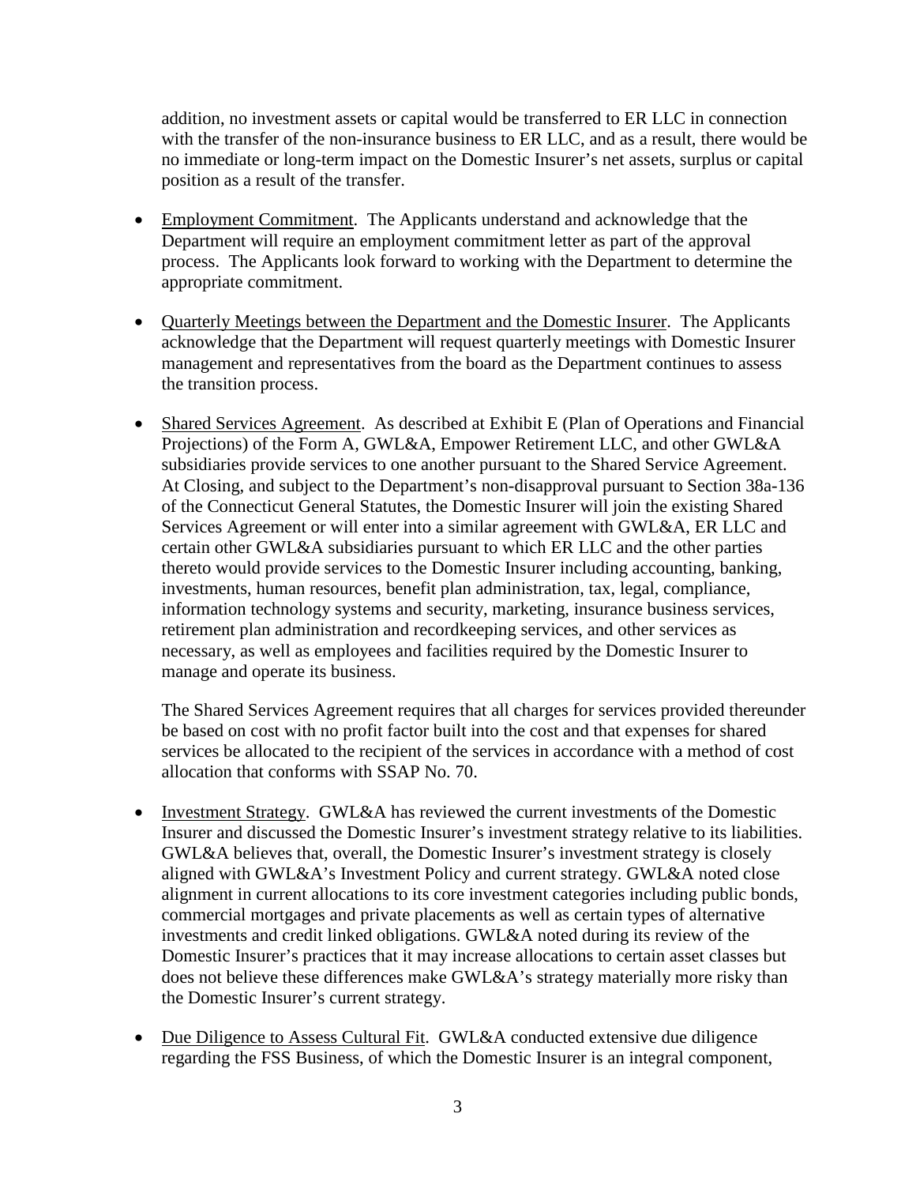addition, no investment assets or capital would be transferred to ER LLC in connection with the transfer of the non-insurance business to ER LLC, and as a result, there would be no immediate or long-term impact on the Domestic Insurer's net assets, surplus or capital position as a result of the transfer.

- Employment Commitment. The Applicants understand and acknowledge that the Department will require an employment commitment letter as part of the approval process. The Applicants look forward to working with the Department to determine the appropriate commitment.

- Quarterly Meetings between the Department and the Domestic Insurer. The Applicants acknowledge that the Department will request quarterly meetings with Domestic Insurer management and representatives from the board as the Department continues to assess the transition process.

- Shared Services Agreement. As described at Exhibit E (Plan of Operations and Financial Projections) of the Form A, GWL&A, Empower Retirement LLC, and other GWL&A subsidiaries provide services to one another pursuant to the Shared Service Agreement. At Closing, and subject to the Department's non-disapproval pursuant to Section 38a-136 of the Connecticut General Statutes, the Domestic Insurer will join the existing Shared Services Agreement or will enter into a similar agreement with GWL&A, ER LLC and certain other GWL&A subsidiaries pursuant to which ER LLC and the other parties thereto would provide services to the Domestic Insurer including accounting, banking, investments, human resources, benefit plan administration, tax, legal, compliance, information technology systems and security, marketing, insurance business services, retirement plan administration and recordkeeping services, and other services as necessary, as well as employees and facilities required by the Domestic Insurer to manage and operate its business.

  The Shared Services Agreement requires that all charges for services provided thereunder be based on cost with no profit factor built into the cost and that expenses for shared services be allocated to the recipient of the services in accordance with a method of cost allocation that conforms with SSAP No. 70.

- Investment Strategy. GWL&A has reviewed the current investments of the Domestic Insurer and discussed the Domestic Insurer's investment strategy relative to its liabilities. GWL&A believes that, overall, the Domestic Insurer's investment strategy is closely aligned with GWL&A's Investment Policy and current strategy. GWL&A noted close alignment in current allocations to its core investment categories including public bonds, commercial mortgages and private placements as well as certain types of alternative investments and credit linked obligations. GWL&A noted during its review of the Domestic Insurer's practices that it may increase allocations to certain asset classes but does not believe these differences make GWL&A's strategy materially more risky than the Domestic Insurer's current strategy.

- Due Diligence to Assess Cultural Fit. GWL&A conducted extensive due diligence regarding the FSS Business, of which the Domestic Insurer is an integral component,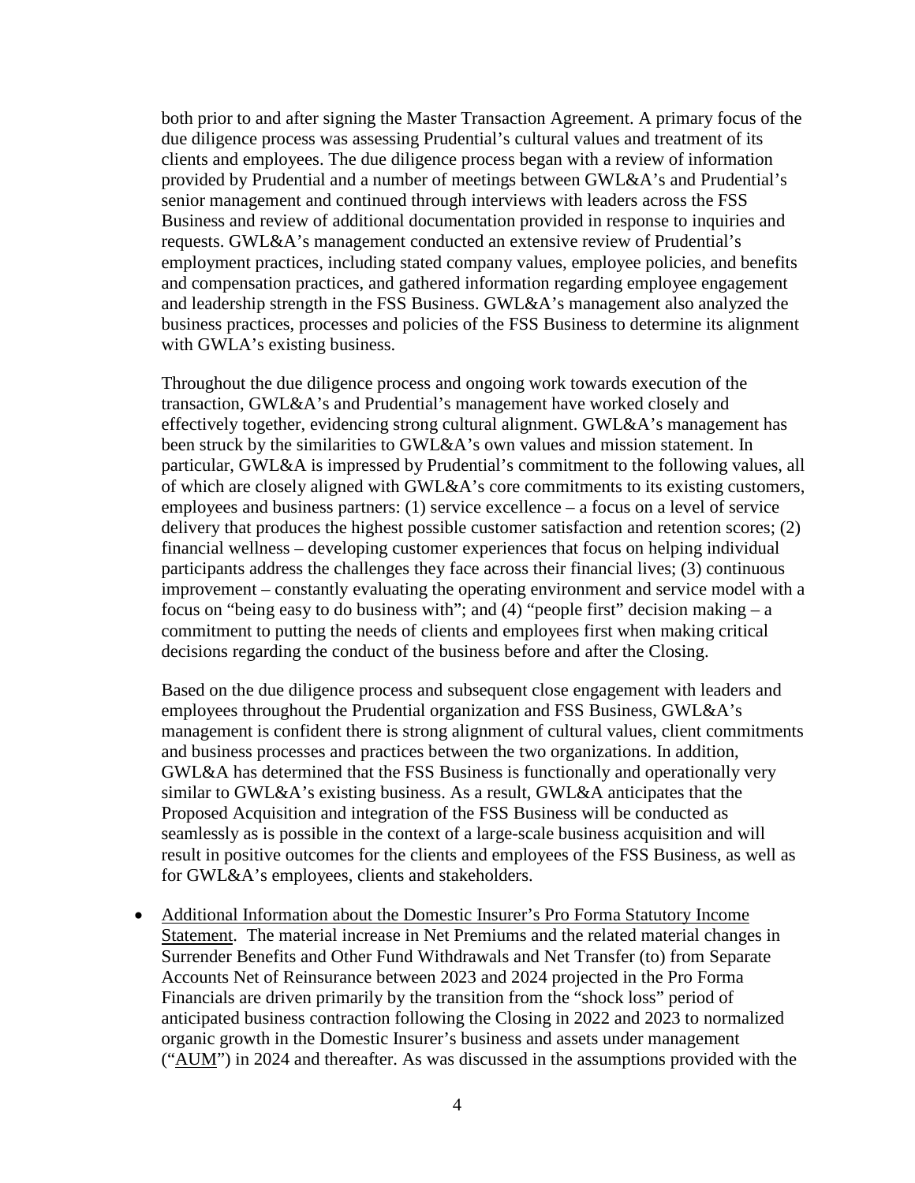both prior to and after signing the Master Transaction Agreement. A primary focus of the due diligence process was assessing Prudential's cultural values and treatment of its clients and employees. The due diligence process began with a review of information provided by Prudential and a number of meetings between GWL&A's and Prudential's senior management and continued through interviews with leaders across the FSS Business and review of additional documentation provided in response to inquiries and requests. GWL&A's management conducted an extensive review of Prudential's employment practices, including stated company values, employee policies, and benefits and compensation practices, and gathered information regarding employee engagement and leadership strength in the FSS Business. GWL&A's management also analyzed the business practices, processes and policies of the FSS Business to determine its alignment with GWLA's existing business.

Throughout the due diligence process and ongoing work towards execution of the transaction, GWL&A's and Prudential's management have worked closely and effectively together, evidencing strong cultural alignment. GWL&A's management has been struck by the similarities to GWL&A's own values and mission statement. In particular, GWL&A is impressed by Prudential's commitment to the following values, all of which are closely aligned with GWL&A's core commitments to its existing customers, employees and business partners: (1) service excellence – a focus on a level of service delivery that produces the highest possible customer satisfaction and retention scores; (2) financial wellness – developing customer experiences that focus on helping individual participants address the challenges they face across their financial lives; (3) continuous improvement – constantly evaluating the operating environment and service model with a focus on "being easy to do business with"; and (4) "people first" decision making – a commitment to putting the needs of clients and employees first when making critical decisions regarding the conduct of the business before and after the Closing.

Based on the due diligence process and subsequent close engagement with leaders and employees throughout the Prudential organization and FSS Business, GWL&A's management is confident there is strong alignment of cultural values, client commitments and business processes and practices between the two organizations. In addition, GWL&A has determined that the FSS Business is functionally and operationally very similar to GWL&A's existing business. As a result, GWL&A anticipates that the Proposed Acquisition and integration of the FSS Business will be conducted as seamlessly as is possible in the context of a large-scale business acquisition and will result in positive outcomes for the clients and employees of the FSS Business, as well as for GWL&A's employees, clients and stakeholders.

- Additional Information about the Domestic Insurer's Pro Forma Statutory Income Statement. The material increase in Net Premiums and the related material changes in Surrender Benefits and Other Fund Withdrawals and Net Transfer (to) from Separate Accounts Net of Reinsurance between 2023 and 2024 projected in the Pro Forma Financials are driven primarily by the transition from the "shock loss" period of anticipated business contraction following the Closing in 2022 and 2023 to normalized organic growth in the Domestic Insurer's business and assets under management ("AUM") in 2024 and thereafter. As was discussed in the assumptions provided with the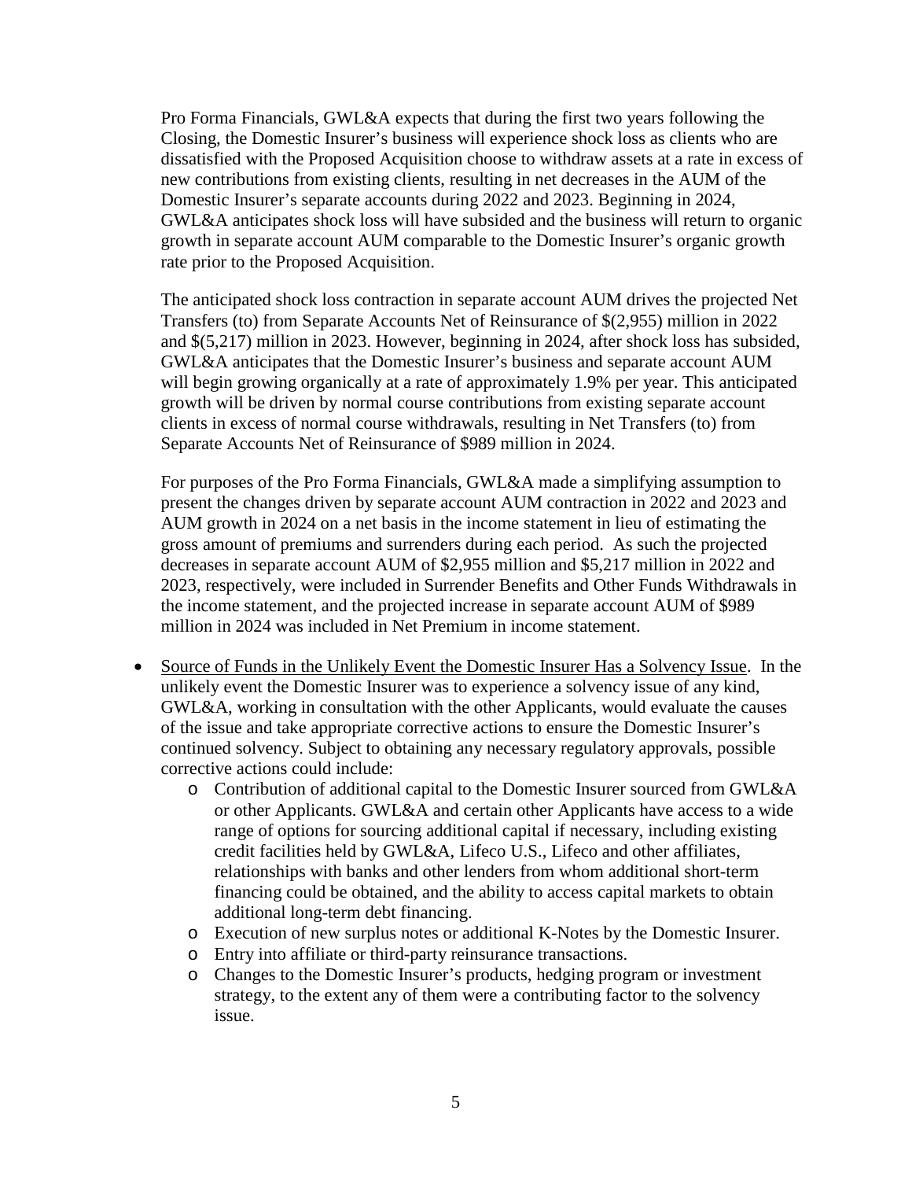Pro Forma Financials, GWL&A expects that during the first two years following the Closing, the Domestic Insurer's business will experience shock loss as clients who are dissatisfied with the Proposed Acquisition choose to withdraw assets at a rate in excess of new contributions from existing clients, resulting in net decreases in the AUM of the Domestic Insurer's separate accounts during 2022 and 2023. Beginning in 2024, GWL&A anticipates shock loss will have subsided and the business will return to organic growth in separate account AUM comparable to the Domestic Insurer's organic growth rate prior to the Proposed Acquisition.

The anticipated shock loss contraction in separate account AUM drives the projected Net Transfers (to) from Separate Accounts Net of Reinsurance of $(2,955) million in 2022 and $(5,217) million in 2023. However, beginning in 2024, after shock loss has subsided, GWL&A anticipates that the Domestic Insurer's business and separate account AUM will begin growing organically at a rate of approximately 1.9% per year. This anticipated growth will be driven by normal course contributions from existing separate account clients in excess of normal course withdrawals, resulting in Net Transfers (to) from Separate Accounts Net of Reinsurance of $989 million in 2024.

For purposes of the Pro Forma Financials, GWL&A made a simplifying assumption to present the changes driven by separate account AUM contraction in 2022 and 2023 and AUM growth in 2024 on a net basis in the income statement in lieu of estimating the gross amount of premiums and surrenders during each period. As such the projected decreases in separate account AUM of $2,955 million and $5,217 million in 2022 and 2023, respectively, were included in Surrender Benefits and Other Funds Withdrawals in the income statement, and the projected increase in separate account AUM of $989 million in 2024 was included in Net Premium in income statement.

- Source of Funds in the Unlikely Event the Domestic Insurer Has a Solvency Issue. In the unlikely event the Domestic Insurer was to experience a solvency issue of any kind, GWL&A, working in consultation with the other Applicants, would evaluate the causes of the issue and take appropriate corrective actions to ensure the Domestic Insurer's continued solvency. Subject to obtaining any necessary regulatory approvals, possible corrective actions could include:
  - Contribution of additional capital to the Domestic Insurer sourced from GWL&A or other Applicants. GWL&A and certain other Applicants have access to a wide range of options for sourcing additional capital if necessary, including existing credit facilities held by GWL&A, Lifeco U.S., Lifeco and other affiliates, relationships with banks and other lenders from whom additional short-term financing could be obtained, and the ability to access capital markets to obtain additional long-term debt financing.
  - Execution of new surplus notes or additional K-Notes by the Domestic Insurer.
  - Entry into affiliate or third-party reinsurance transactions.
  - Changes to the Domestic Insurer's products, hedging program or investment strategy, to the extent any of them were a contributing factor to the solvency issue.